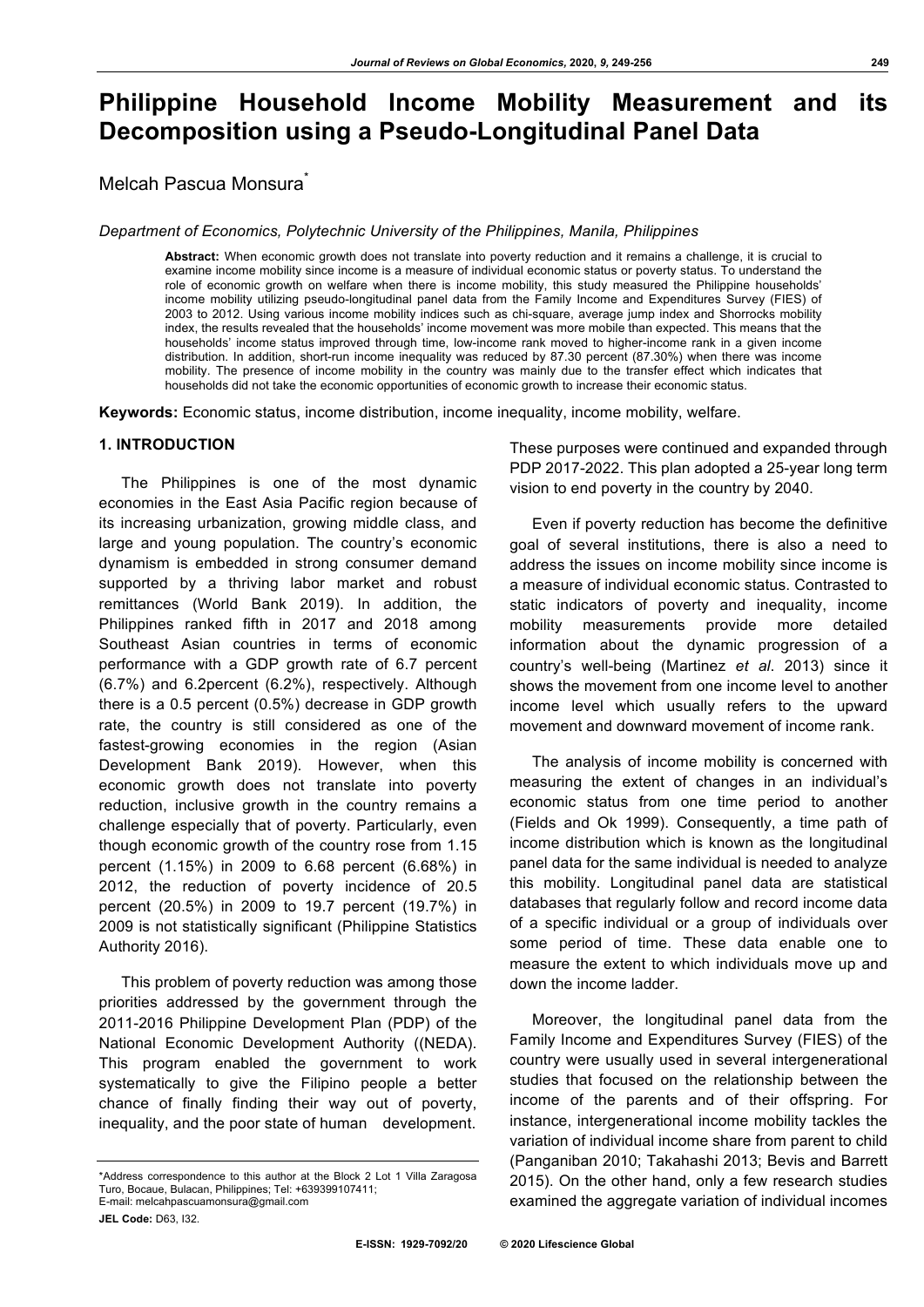# Philippine Household Income Mobility Measurement and its Decomposition using a Pseudo-Longitudinal Panel Data

Melcah Pascua Monsura*

*Department of Economics, Polytechnic University of the Philippines, Manila, Philippines*

**Abstract:** When economic growth does not translate into poverty reduction and it remains a challenge, it is crucial to examine income mobility since income is a measure of individual economic status or poverty status. To understand the role of economic growth on welfare when there is income mobility, this study measured the Philippine households' income mobility utilizing pseudo-longitudinal panel data from the Family Income and Expenditures Survey (FIES) of 2003 to 2012. Using various income mobility indices such as chi-square, average jump index and Shorrocks mobility index, the results revealed that the households' income movement was more mobile than expected. This means that the households' income status improved through time, low-income rank moved to higher-income rank in a given income distribution. In addition, short-run income inequality was reduced by 87.30 percent (87.30%) when there was income mobility. The presence of income mobility in the country was mainly due to the transfer effect which indicates that households did not take the economic opportunities of economic growth to increase their economic status.

**Keywords:** Economic status, income distribution, income inequality, income mobility, welfare.

## 1. INTRODUCTION

The Philippines is one of the most dynamic economies in the East Asia Pacific region because of its increasing urbanization, growing middle class, and large and young population. The country's economic dynamism is embedded in strong consumer demand supported by a thriving labor market and robust remittances (World Bank 2019). In addition, the Philippines ranked fifth in 2017 and 2018 among Southeast Asian countries in terms of economic performance with a GDP growth rate of 6.7 percent (6.7%) and 6.2percent (6.2%), respectively. Although there is a 0.5 percent (0.5%) decrease in GDP growth rate, the country is still considered as one of the fastest-growing economies in the region (Asian Development Bank 2019). However, when this economic growth does not translate into poverty reduction, inclusive growth in the country remains a challenge especially that of poverty. Particularly, even though economic growth of the country rose from 1.15 percent (1.15%) in 2009 to 6.68 percent (6.68%) in 2012, the reduction of poverty incidence of 20.5 percent (20.5%) in 2009 to 19.7 percent (19.7%) in 2009 is not statistically significant (Philippine Statistics Authority 2016).

This problem of poverty reduction was among those priorities addressed by the government through the 2011-2016 Philippine Development Plan (PDP) of the National Economic Development Authority ((NEDA). This program enabled the government to work systematically to give the Filipino people a better chance of finally finding their way out of poverty, inequality, and the poor state of human development. These purposes were continued and expanded through PDP 2017-2022. This plan adopted a 25-year long term vision to end poverty in the country by 2040.

Even if poverty reduction has become the definitive goal of several institutions, there is also a need to address the issues on income mobility since income is a measure of individual economic status. Contrasted to static indicators of poverty and inequality, income mobility measurements provide more detailed information about the dynamic progression of a country's well-being (Martinez *et al*. 2013) since it shows the movement from one income level to another income level which usually refers to the upward movement and downward movement of income rank.

The analysis of income mobility is concerned with measuring the extent of changes in an individual's economic status from one time period to another (Fields and Ok 1999). Consequently, a time path of income distribution which is known as the longitudinal panel data for the same individual is needed to analyze this mobility. Longitudinal panel data are statistical databases that regularly follow and record income data of a specific individual or a group of individuals over some period of time. These data enable one to measure the extent to which individuals move up and down the income ladder.

Moreover, the longitudinal panel data from the Family Income and Expenditures Survey (FIES) of the country were usually used in several intergenerational studies that focused on the relationship between the income of the parents and of their offspring. For instance, intergenerational income mobility tackles the variation of individual income share from parent to child (Panganiban 2010; Takahashi 2013; Bevis and Barrett 2015). On the other hand, only a few research studies examined the aggregate variation of individual incomes

---

*Address correspondence to this author at the Block 2 Lot 1 Villa Zaragosa Turo, Bocaue, Bulacan, Philippines; Tel: +639399107411;
E-mail: melcahpascuamonsura@gmail.com

**JEL Code:** D63, I32.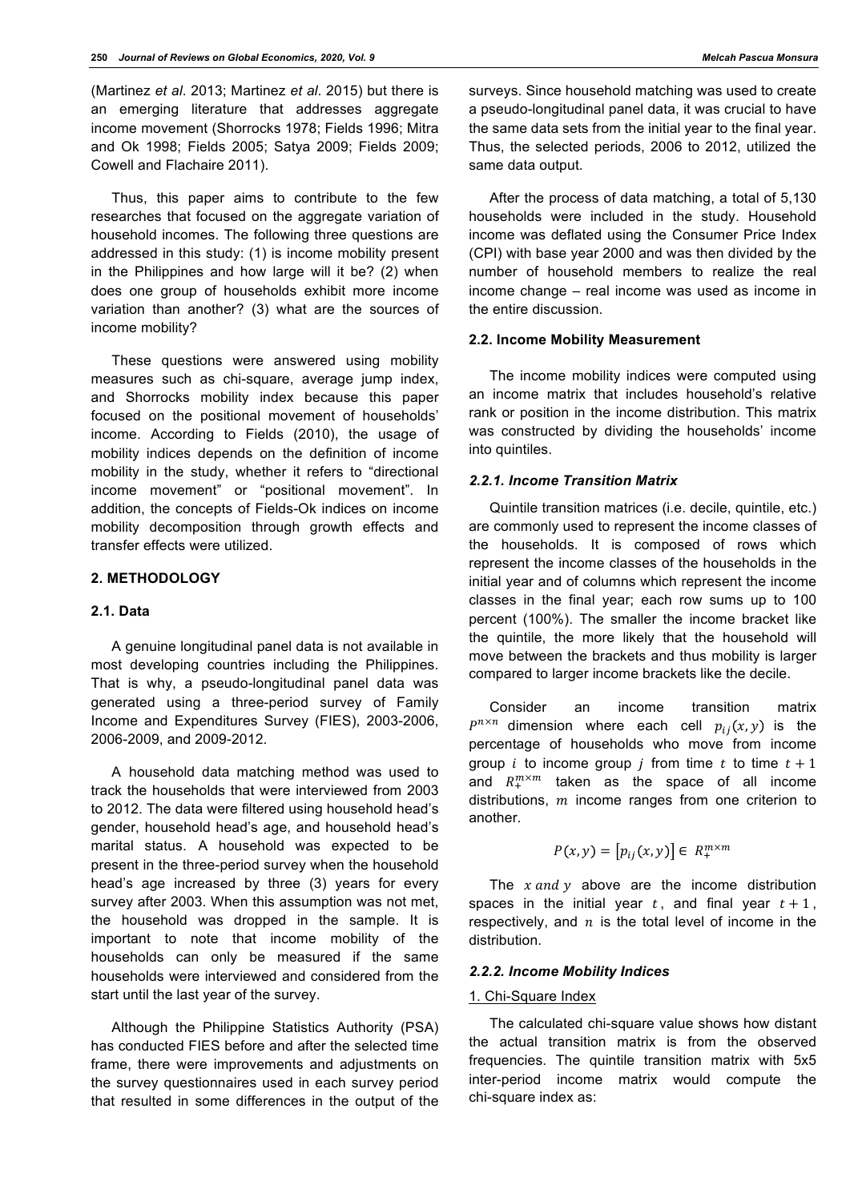(Martinez *et al*. 2013; Martinez *et al*. 2015) but there is an emerging literature that addresses aggregate income movement (Shorrocks 1978; Fields 1996; Mitra and Ok 1998; Fields 2005; Satya 2009; Fields 2009; Cowell and Flachaire 2011).

Thus, this paper aims to contribute to the few researches that focused on the aggregate variation of household incomes. The following three questions are addressed in this study: (1) is income mobility present in the Philippines and how large will it be? (2) when does one group of households exhibit more income variation than another? (3) what are the sources of income mobility?

These questions were answered using mobility measures such as chi-square, average jump index, and Shorrocks mobility index because this paper focused on the positional movement of households' income. According to Fields (2010), the usage of mobility indices depends on the definition of income mobility in the study, whether it refers to "directional income movement" or "positional movement". In addition, the concepts of Fields-Ok indices on income mobility decomposition through growth effects and transfer effects were utilized.

## 2. METHODOLOGY

### 2.1. Data

A genuine longitudinal panel data is not available in most developing countries including the Philippines. That is why, a pseudo-longitudinal panel data was generated using a three-period survey of Family Income and Expenditures Survey (FIES), 2003-2006, 2006-2009, and 2009-2012.

A household data matching method was used to track the households that were interviewed from 2003 to 2012. The data were filtered using household head's gender, household head's age, and household head's marital status. A household was expected to be present in the three-period survey when the household head's age increased by three (3) years for every survey after 2003. When this assumption was not met, the household was dropped in the sample. It is important to note that income mobility of the households can only be measured if the same households were interviewed and considered from the start until the last year of the survey.

Although the Philippine Statistics Authority (PSA) has conducted FIES before and after the selected time frame, there were improvements and adjustments on the survey questionnaires used in each survey period that resulted in some differences in the output of the surveys. Since household matching was used to create a pseudo-longitudinal panel data, it was crucial to have the same data sets from the initial year to the final year. Thus, the selected periods, 2006 to 2012, utilized the same data output.

After the process of data matching, a total of 5,130 households were included in the study. Household income was deflated using the Consumer Price Index (CPI) with base year 2000 and was then divided by the number of household members to realize the real income change – real income was used as income in the entire discussion.

### 2.2. Income Mobility Measurement

The income mobility indices were computed using an income matrix that includes household's relative rank or position in the income distribution. This matrix was constructed by dividing the households' income into quintiles.

#### *2.2.1. Income Transition Matrix*

Quintile transition matrices (i.e. decile, quintile, etc.) are commonly used to represent the income classes of the households. It is composed of rows which represent the income classes of the households in the initial year and of columns which represent the income classes in the final year; each row sums up to 100 percent (100%). The smaller the income bracket like the quintile, the more likely that the household will move between the brackets and thus mobility is larger compared to larger income brackets like the decile.

Consider an income transition matrix $P^{n \times n}$ dimension where each cell $p_{ij}(x, y)$ is the percentage of households who move from income group $i$ to income group $j$ from time $t$ to time $t+1$ and $R_{+}^{m \times m}$ taken as the space of all income distributions, $m$ income ranges from one criterion to another.

$$P(x, y) = \left[p_{ij}(x, y)\right] \in R_{+}^{m \times m}$$

The $x$ *and* $y$ above are the income distribution spaces in the initial year $t$, and final year $t+1$, respectively, and $n$ is the total level of income in the distribution.

#### *2.2.2. Income Mobility Indices*

1. Chi-Square Index

The calculated chi-square value shows how distant the actual transition matrix is from the observed frequencies. The quintile transition matrix with 5x5 inter-period income matrix would compute the chi-square index as: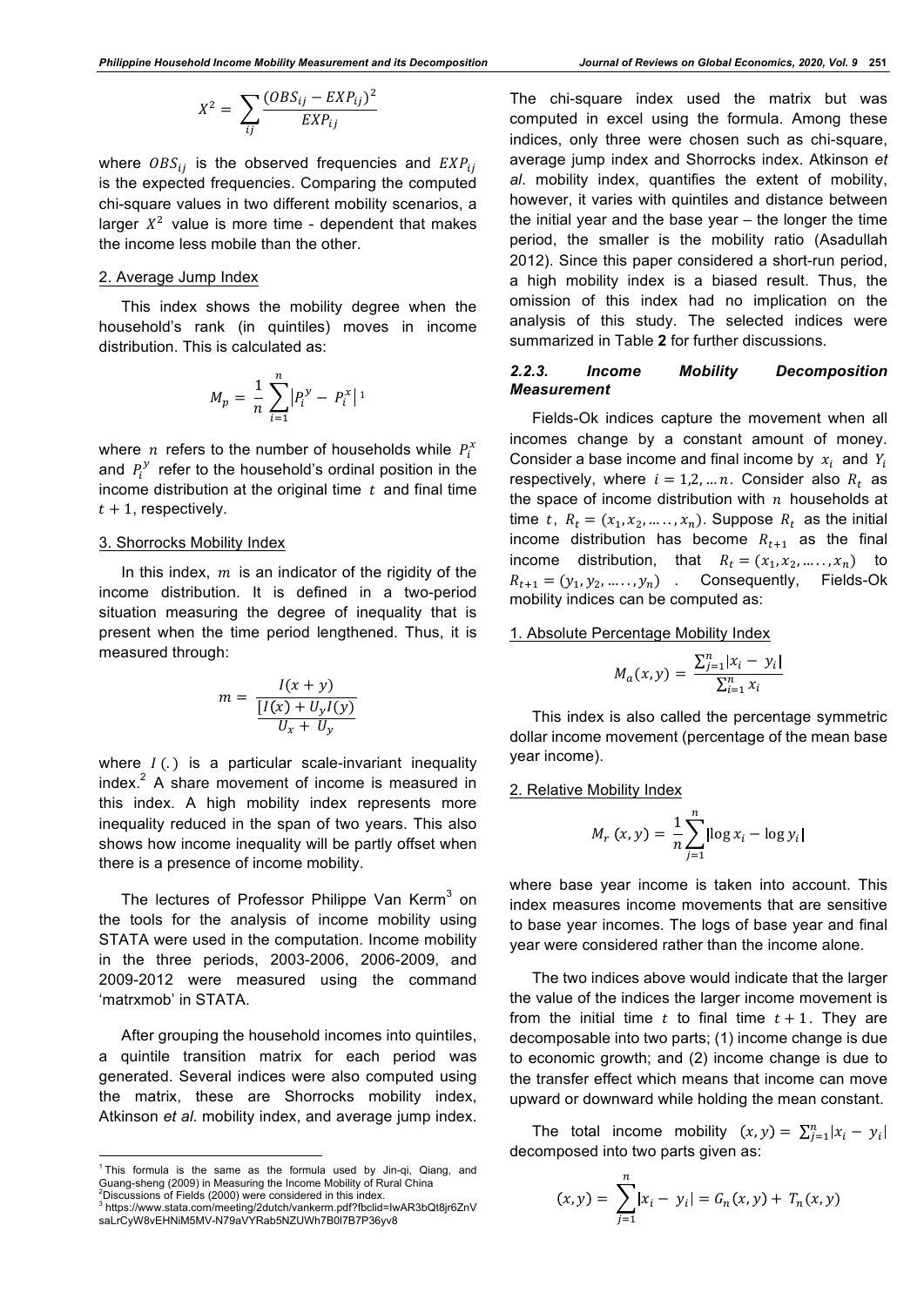$$X^2 = \sum_{ij} \frac{(OBS_{ij} - EXP_{ij})^2}{EXP_{ij}}$$

where $OBS_{ij}$ is the observed frequencies and $EXP_{ij}$ is the expected frequencies. Comparing the computed chi-square values in two different mobility scenarios, a larger $X^2$ value is more time - dependent that makes the income less mobile than the other.

2. Average Jump Index

This index shows the mobility degree when the household's rank (in quintiles) moves in income distribution. This is calculated as:

$$M_p = \frac{1}{n} \sum_{i=1}^{n} \left| P_i^y - P_i^x \right|$$ [1]

where $n$ refers to the number of households while $P_i^x$ and $P_i^y$ refer to the household's ordinal position in the income distribution at the original time $t$ and final time $t+1$, respectively.

3. Shorrocks Mobility Index

In this index, $m$ is an indicator of the rigidity of the income distribution. It is defined in a two-period situation measuring the degree of inequality that is present when the time period lengthened. Thus, it is measured through:

$$m = \frac{I(x+y)}{\frac{[I(x) + U_y I(y)}{U_x + U_y}}$$

where $I(.)$ is a particular scale-invariant inequality index.[2] A share movement of income is measured in this index. A high mobility index represents more inequality reduced in the span of two years. This also shows how income inequality will be partly offset when there is a presence of income mobility.

The lectures of Professor Philippe Van Kerm[3] on the tools for the analysis of income mobility using STATA were used in the computation. Income mobility in the three periods, 2003-2006, 2006-2009, and 2009-2012 were measured using the command 'matrxmob' in STATA.

After grouping the household incomes into quintiles, a quintile transition matrix for each period was generated. Several indices were also computed using the matrix, these are Shorrocks mobility index, Atkinson *et al*. mobility index, and average jump index. The chi-square index used the matrix but was computed in excel using the formula. Among these indices, only three were chosen such as chi-square, average jump index and Shorrocks index. Atkinson *et al*. mobility index, quantifies the extent of mobility, however, it varies with quintiles and distance between the initial year and the base year – the longer the time period, the smaller is the mobility ratio (Asadullah 2012). Since this paper considered a short-run period, a high mobility index is a biased result. Thus, the omission of this index had no implication on the analysis of this study. The selected indices were summarized in Table **2** for further discussions.

#### *2.2.3. Income Mobility Decomposition Measurement*

Fields-Ok indices capture the movement when all incomes change by a constant amount of money. Consider a base income and final income by $x_i$ and $Y_i$ respectively, where $i = 1, 2, \ldots n$. Consider also $R_t$ as the space of income distribution with $n$ households at time $t$, $R_t = (x_1, x_2, \ldots \ldots, x_n)$. Suppose $R_t$ as the initial income distribution has become $R_{t+1}$ as the final income distribution, that $R_t = (x_1, x_2, \ldots \ldots, x_n)$ to $R_{t+1} = (y_1, y_2, \ldots \ldots, y_n)$. Consequently, Fields-Ok mobility indices can be computed as:

1. Absolute Percentage Mobility Index

$$M_a(x, y) = \frac{\sum_{j=1}^{n} |x_i - y_i|}{\sum_{i=1}^{n} x_i}$$

This index is also called the percentage symmetric dollar income movement (percentage of the mean base year income).

2. Relative Mobility Index

$$M_r(x, y) = \frac{1}{n} \sum_{j=1}^{n} |\log x_i - \log y_i|$$

where base year income is taken into account. This index measures income movements that are sensitive to base year incomes. The logs of base year and final year were considered rather than the income alone.

The two indices above would indicate that the larger the value of the indices the larger income movement is from the initial time $t$ to final time $t+1$. They are decomposable into two parts; (1) income change is due to economic growth; and (2) income change is due to the transfer effect which means that income can move upward or downward while holding the mean constant.

The total income mobility $(x, y) = \sum_{j=1}^{n} |x_i - y_i|$ decomposed into two parts given as:

$$(x, y) = \sum_{j=1}^{n} |x_i - y_i| = G_n(x, y) + T_n(x, y)$$

---

[1] This formula is the same as the formula used by Jin-qi, Qiang, and Guang-sheng (2009) in Measuring the Income Mobility of Rural China

[2] Discussions of Fields (2000) were considered in this index.

[3] https://www.stata.com/meeting/2dutch/vankerm.pdf?fbclid=IwAR3bQt8jr6ZnVsaLrCyW8vEHNiM5MV-N79aVYRab5NZUWh7B0l7B7P36yv8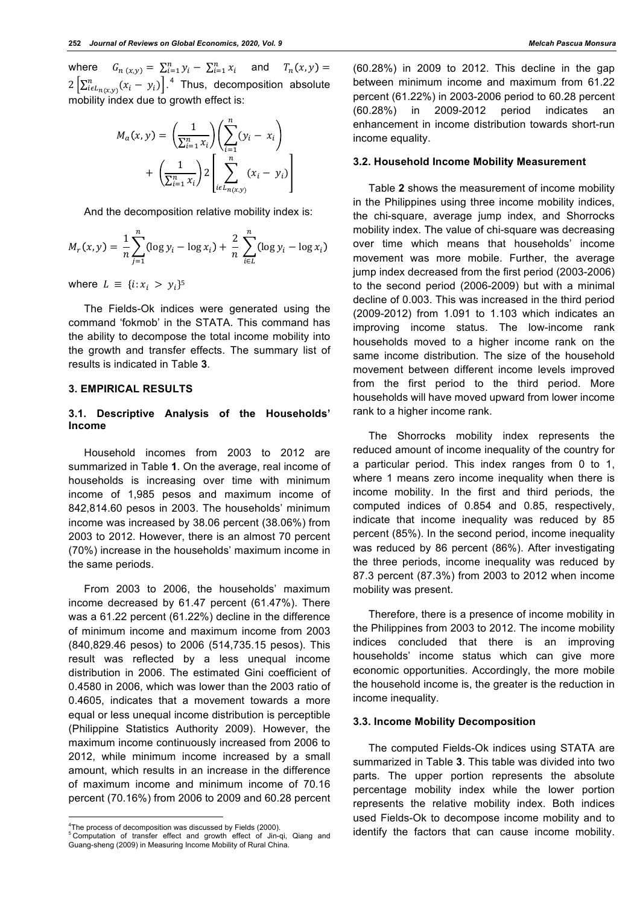where $G_{n\,(x,y)} = \sum_{i=1}^{n} y_i - \sum_{i=1}^{n} x_i$ and $T_n(x,y) = 2\left[\sum_{i \epsilon L_{n(x,y)}}^{n}(x_i - y_i)\right]$.[4] Thus, decomposition absolute mobility index due to growth effect is:

$$M_a(x,y) = \left(\frac{1}{\sum_{i=1}^{n} x_i}\right)\left(\sum_{i=1}^{n}(y_i - x_i\right) + \left(\frac{1}{\sum_{i=1}^{n} x_i}\right)2\left[\sum_{i \epsilon L_{n(x,y)}}^{n}(x_i - y_i)\right]$$

And the decomposition relative mobility index is:

$$M_r(x,y) = \frac{1}{n}\sum_{j=1}^{n}(\log y_i - \log x_i) + \frac{2}{n}\sum_{i \in L}^{n}(\log y_i - \log x_i)$$

where $L \equiv \{i{:}\, x_i > y_i\}$[5]

The Fields-Ok indices were generated using the command 'fokmob' in the STATA. This command has the ability to decompose the total income mobility into the growth and transfer effects. The summary list of results is indicated in Table **3**.

## 3. EMPIRICAL RESULTS

### 3.1. Descriptive Analysis of the Households' Income

Household incomes from 2003 to 2012 are summarized in Table **1**. On the average, real income of households is increasing over time with minimum income of 1,985 pesos and maximum income of 842,814.60 pesos in 2003. The households' minimum income was increased by 38.06 percent (38.06%) from 2003 to 2012. However, there is an almost 70 percent (70%) increase in the households' maximum income in the same periods.

From 2003 to 2006, the households' maximum income decreased by 61.47 percent (61.47%). There was a 61.22 percent (61.22%) decline in the difference of minimum income and maximum income from 2003 (840,829.46 pesos) to 2006 (514,735.15 pesos). This result was reflected by a less unequal income distribution in 2006. The estimated Gini coefficient of 0.4580 in 2006, which was lower than the 2003 ratio of 0.4605, indicates that a movement towards a more equal or less unequal income distribution is perceptible (Philippine Statistics Authority 2009). However, the maximum income continuously increased from 2006 to 2012, while minimum income increased by a small amount, which results in an increase in the difference of maximum income and minimum income of 70.16 percent (70.16%) from 2006 to 2009 and 60.28 percent (60.28%) in 2009 to 2012. This decline in the gap between minimum income and maximum from 61.22 percent (61.22%) in 2003-2006 period to 60.28 percent (60.28%) in 2009-2012 period indicates an enhancement in income distribution towards short-run income equality.

### 3.2. Household Income Mobility Measurement

Table **2** shows the measurement of income mobility in the Philippines using three income mobility indices, the chi-square, average jump index, and Shorrocks mobility index. The value of chi-square was decreasing over time which means that households' income movement was more mobile. Further, the average jump index decreased from the first period (2003-2006) to the second period (2006-2009) but with a minimal decline of 0.003. This was increased in the third period (2009-2012) from 1.091 to 1.103 which indicates an improving income status. The low-income rank households moved to a higher income rank on the same income distribution. The size of the household movement between different income levels improved from the first period to the third period. More households will have moved upward from lower income rank to a higher income rank.

The Shorrocks mobility index represents the reduced amount of income inequality of the country for a particular period. This index ranges from 0 to 1, where 1 means zero income inequality when there is income mobility. In the first and third periods, the computed indices of 0.854 and 0.85, respectively, indicate that income inequality was reduced by 85 percent (85%). In the second period, income inequality was reduced by 86 percent (86%). After investigating the three periods, income inequality was reduced by 87.3 percent (87.3%) from 2003 to 2012 when income mobility was present.

Therefore, there is a presence of income mobility in the Philippines from 2003 to 2012. The income mobility indices concluded that there is an improving households' income status which can give more economic opportunities. Accordingly, the more mobile the household income is, the greater is the reduction in income inequality.

### 3.3. Income Mobility Decomposition

The computed Fields-Ok indices using STATA are summarized in Table **3**. This table was divided into two parts. The upper portion represents the absolute percentage mobility index while the lower portion represents the relative mobility index. Both indices used Fields-Ok to decompose income mobility and to identify the factors that can cause income mobility.

---

[4] The process of decomposition was discussed by Fields (2000).

[5] Computation of transfer effect and growth effect of Jin-qi, Qiang and Guang-sheng (2009) in Measuring Income Mobility of Rural China.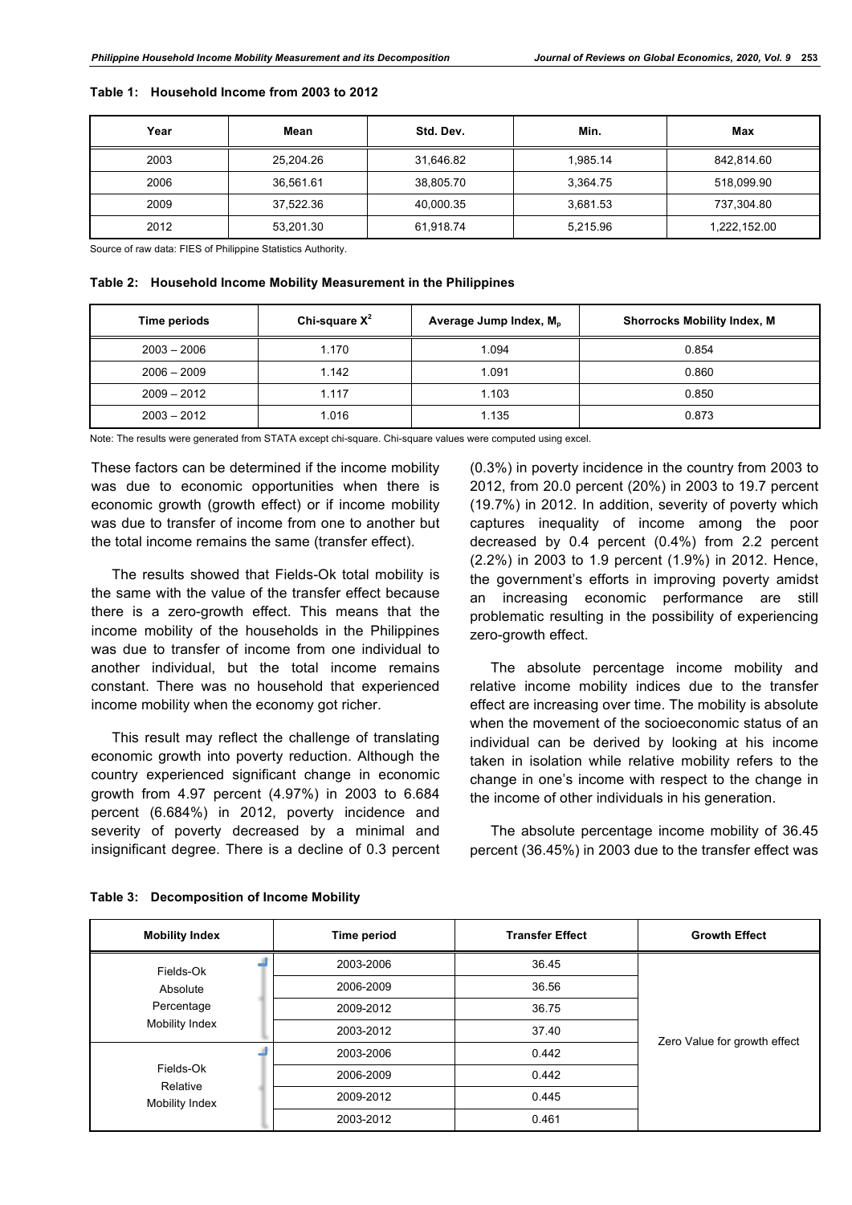**Table 1: Household Income from 2003 to 2012**

| Year | Mean | Std. Dev. | Min. | Max |
|---|---|---|---|---|
| 2003 | 25,204.26 | 31,646.82 | 1,985.14 | 842,814.60 |
| 2006 | 36,561.61 | 38,805.70 | 3,364.75 | 518,099.90 |
| 2009 | 37,522.36 | 40,000.35 | 3,681.53 | 737,304.80 |
| 2012 | 53,201.30 | 61,918.74 | 5,215.96 | 1,222,152.00 |

Source of raw data: FIES of Philippine Statistics Authority.

**Table 2: Household Income Mobility Measurement in the Philippines**

| Time periods | Chi-square $X^2$ | Average Jump Index, $M_p$ | Shorrocks Mobility Index, M |
|---|---|---|---|
| 2003 – 2006 | 1.170 | 1.094 | 0.854 |
| 2006 – 2009 | 1.142 | 1.091 | 0.860 |
| 2009 – 2012 | 1.117 | 1.103 | 0.850 |
| 2003 – 2012 | 1.016 | 1.135 | 0.873 |

Note: The results were generated from STATA except chi-square. Chi-square values were computed using excel.

These factors can be determined if the income mobility was due to economic opportunities when there is economic growth (growth effect) or if income mobility was due to transfer of income from one to another but the total income remains the same (transfer effect).

The results showed that Fields-Ok total mobility is the same with the value of the transfer effect because there is a zero-growth effect. This means that the income mobility of the households in the Philippines was due to transfer of income from one individual to another individual, but the total income remains constant. There was no household that experienced income mobility when the economy got richer.

This result may reflect the challenge of translating economic growth into poverty reduction. Although the country experienced significant change in economic growth from 4.97 percent (4.97%) in 2003 to 6.684 percent (6.684%) in 2012, poverty incidence and severity of poverty decreased by a minimal and insignificant degree. There is a decline of 0.3 percent (0.3%) in poverty incidence in the country from 2003 to 2012, from 20.0 percent (20%) in 2003 to 19.7 percent (19.7%) in 2012. In addition, severity of poverty which captures inequality of income among the poor decreased by 0.4 percent (0.4%) from 2.2 percent (2.2%) in 2003 to 1.9 percent (1.9%) in 2012. Hence, the government's efforts in improving poverty amidst an increasing economic performance are still problematic resulting in the possibility of experiencing zero-growth effect.

The absolute percentage income mobility and relative income mobility indices due to the transfer effect are increasing over time. The mobility is absolute when the movement of the socioeconomic status of an individual can be derived by looking at his income taken in isolation while relative mobility refers to the change in one's income with respect to the change in the income of other individuals in his generation.

The absolute percentage income mobility of 36.45 percent (36.45%) in 2003 due to the transfer effect was

**Table 3: Decomposition of Income Mobility**

| Mobility Index | Time period | Transfer Effect | Growth Effect |
|---|---|---|---|
| Fields-Ok Absolute Percentage Mobility Index | 2003-2006 | 36.45 | Zero Value for growth effect |
| | 2006-2009 | 36.56 | |
| | 2009-2012 | 36.75 | |
| | 2003-2012 | 37.40 | |
| Fields-Ok Relative Mobility Index | 2003-2006 | 0.442 | |
| | 2006-2009 | 0.442 | |
| | 2009-2012 | 0.445 | |
| | 2003-2012 | 0.461 | |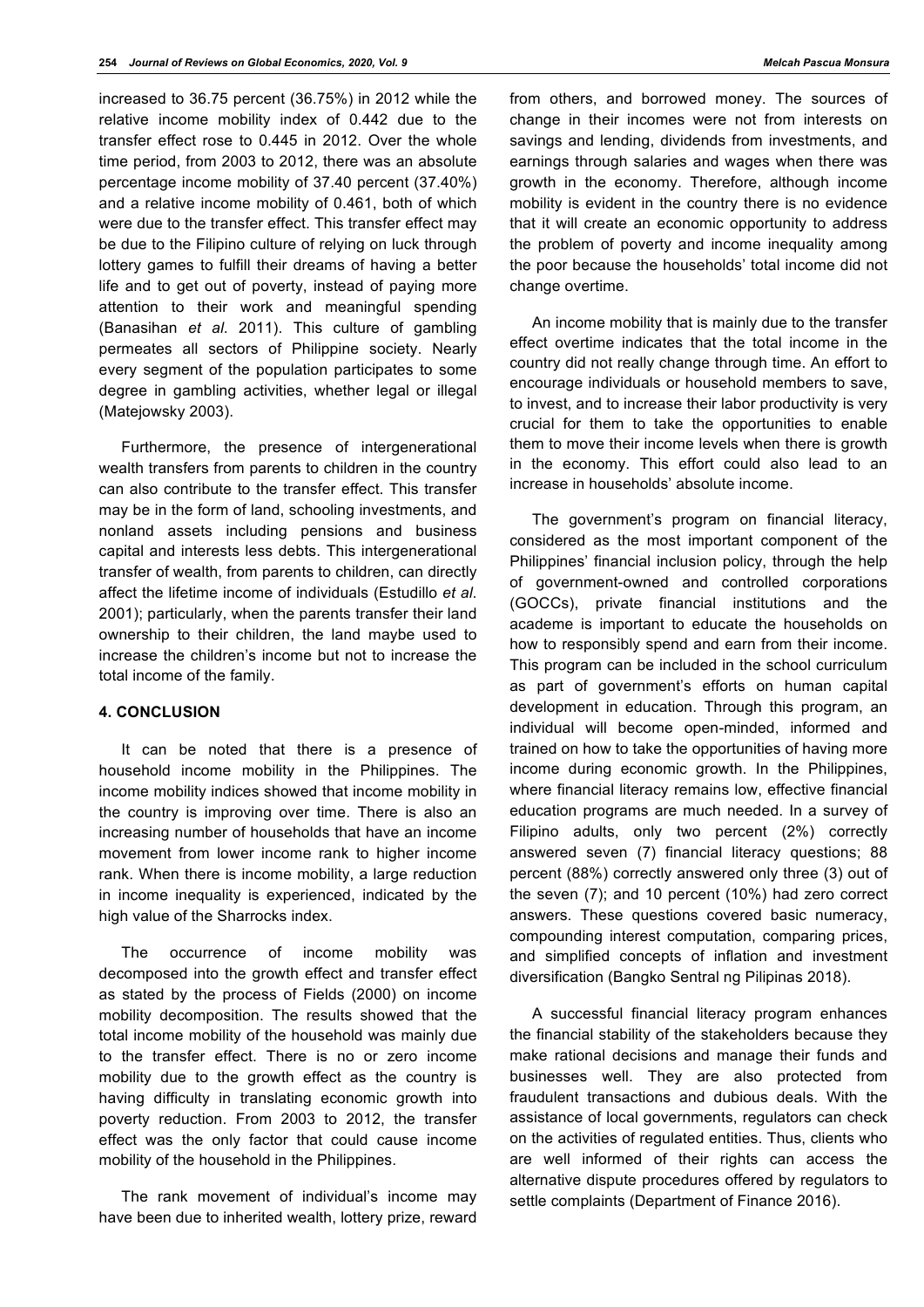increased to 36.75 percent (36.75%) in 2012 while the relative income mobility index of 0.442 due to the transfer effect rose to 0.445 in 2012. Over the whole time period, from 2003 to 2012, there was an absolute percentage income mobility of 37.40 percent (37.40%) and a relative income mobility of 0.461, both of which were due to the transfer effect. This transfer effect may be due to the Filipino culture of relying on luck through lottery games to fulfill their dreams of having a better life and to get out of poverty, instead of paying more attention to their work and meaningful spending (Banasihan *et al.* 2011). This culture of gambling permeates all sectors of Philippine society. Nearly every segment of the population participates to some degree in gambling activities, whether legal or illegal (Matejowsky 2003).

Furthermore, the presence of intergenerational wealth transfers from parents to children in the country can also contribute to the transfer effect. This transfer may be in the form of land, schooling investments, and nonland assets including pensions and business capital and interests less debts. This intergenerational transfer of wealth, from parents to children, can directly affect the lifetime income of individuals (Estudillo *et al.* 2001); particularly, when the parents transfer their land ownership to their children, the land maybe used to increase the children's income but not to increase the total income of the family.

## 4. CONCLUSION

It can be noted that there is a presence of household income mobility in the Philippines. The income mobility indices showed that income mobility in the country is improving over time. There is also an increasing number of households that have an income movement from lower income rank to higher income rank. When there is income mobility, a large reduction in income inequality is experienced, indicated by the high value of the Sharrocks index.

The occurrence of income mobility was decomposed into the growth effect and transfer effect as stated by the process of Fields (2000) on income mobility decomposition. The results showed that the total income mobility of the household was mainly due to the transfer effect. There is no or zero income mobility due to the growth effect as the country is having difficulty in translating economic growth into poverty reduction. From 2003 to 2012, the transfer effect was the only factor that could cause income mobility of the household in the Philippines.

The rank movement of individual's income may have been due to inherited wealth, lottery prize, reward from others, and borrowed money. The sources of change in their incomes were not from interests on savings and lending, dividends from investments, and earnings through salaries and wages when there was growth in the economy. Therefore, although income mobility is evident in the country there is no evidence that it will create an economic opportunity to address the problem of poverty and income inequality among the poor because the households' total income did not change overtime.

An income mobility that is mainly due to the transfer effect overtime indicates that the total income in the country did not really change through time. An effort to encourage individuals or household members to save, to invest, and to increase their labor productivity is very crucial for them to take the opportunities to enable them to move their income levels when there is growth in the economy. This effort could also lead to an increase in households' absolute income.

The government's program on financial literacy, considered as the most important component of the Philippines' financial inclusion policy, through the help of government-owned and controlled corporations (GOCCs), private financial institutions and the academe is important to educate the households on how to responsibly spend and earn from their income. This program can be included in the school curriculum as part of government's efforts on human capital development in education. Through this program, an individual will become open-minded, informed and trained on how to take the opportunities of having more income during economic growth. In the Philippines, where financial literacy remains low, effective financial education programs are much needed. In a survey of Filipino adults, only two percent (2%) correctly answered seven (7) financial literacy questions; 88 percent (88%) correctly answered only three (3) out of the seven (7); and 10 percent (10%) had zero correct answers. These questions covered basic numeracy, compounding interest computation, comparing prices, and simplified concepts of inflation and investment diversification (Bangko Sentral ng Pilipinas 2018).

A successful financial literacy program enhances the financial stability of the stakeholders because they make rational decisions and manage their funds and businesses well. They are also protected from fraudulent transactions and dubious deals. With the assistance of local governments, regulators can check on the activities of regulated entities. Thus, clients who are well informed of their rights can access the alternative dispute procedures offered by regulators to settle complaints (Department of Finance 2016).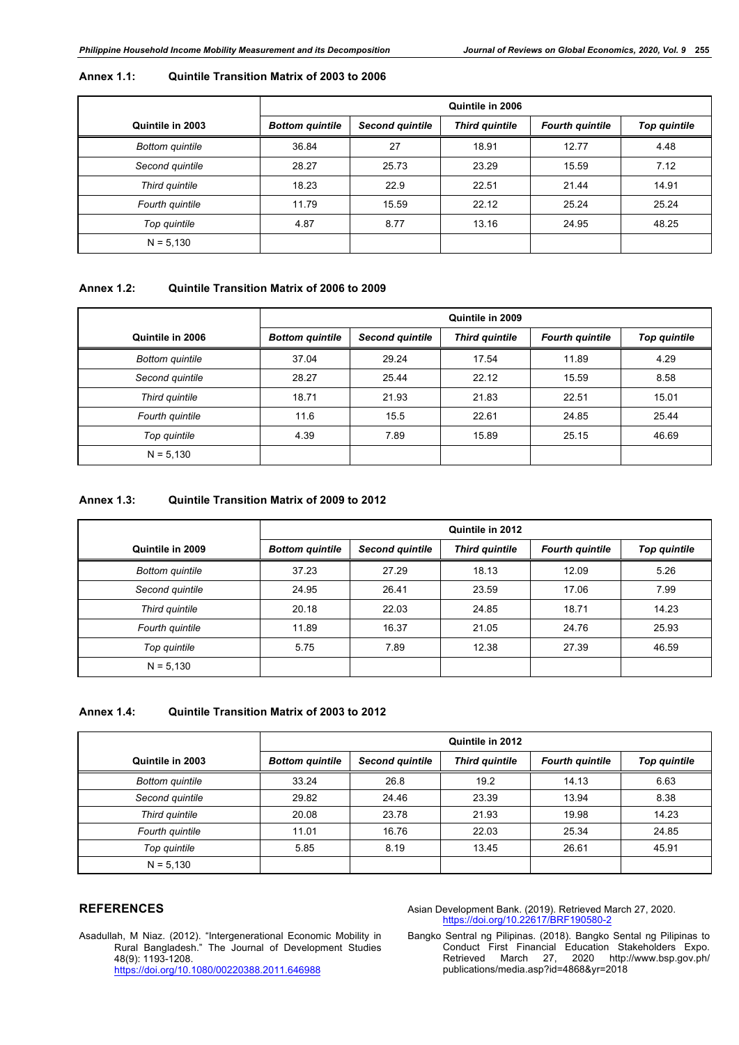**Annex 1.1: Quintile Transition Matrix of 2003 to 2006**

| | Quintile in 2006 | | | | |
|---|---|---|---|---|---|
| **Quintile in 2003** | ***Bottom quintile*** | ***Second quintile*** | ***Third quintile*** | ***Fourth quintile*** | ***Top quintile*** |
| *Bottom quintile* | 36.84 | 27 | 18.91 | 12.77 | 4.48 |
| *Second quintile* | 28.27 | 25.73 | 23.29 | 15.59 | 7.12 |
| *Third quintile* | 18.23 | 22.9 | 22.51 | 21.44 | 14.91 |
| *Fourth quintile* | 11.79 | 15.59 | 22.12 | 25.24 | 25.24 |
| *Top quintile* | 4.87 | 8.77 | 13.16 | 24.95 | 48.25 |
| N = 5,130 | | | | | |

**Annex 1.2: Quintile Transition Matrix of 2006 to 2009**

| | Quintile in 2009 | | | | |
|---|---|---|---|---|---|
| **Quintile in 2006** | ***Bottom quintile*** | ***Second quintile*** | ***Third quintile*** | ***Fourth quintile*** | ***Top quintile*** |
| *Bottom quintile* | 37.04 | 29.24 | 17.54 | 11.89 | 4.29 |
| *Second quintile* | 28.27 | 25.44 | 22.12 | 15.59 | 8.58 |
| *Third quintile* | 18.71 | 21.93 | 21.83 | 22.51 | 15.01 |
| *Fourth quintile* | 11.6 | 15.5 | 22.61 | 24.85 | 25.44 |
| *Top quintile* | 4.39 | 7.89 | 15.89 | 25.15 | 46.69 |
| N = 5,130 | | | | | |

**Annex 1.3: Quintile Transition Matrix of 2009 to 2012**

| | Quintile in 2012 | | | | |
|---|---|---|---|---|---|
| **Quintile in 2009** | ***Bottom quintile*** | ***Second quintile*** | ***Third quintile*** | ***Fourth quintile*** | ***Top quintile*** |
| *Bottom quintile* | 37.23 | 27.29 | 18.13 | 12.09 | 5.26 |
| *Second quintile* | 24.95 | 26.41 | 23.59 | 17.06 | 7.99 |
| *Third quintile* | 20.18 | 22.03 | 24.85 | 18.71 | 14.23 |
| *Fourth quintile* | 11.89 | 16.37 | 21.05 | 24.76 | 25.93 |
| *Top quintile* | 5.75 | 7.89 | 12.38 | 27.39 | 46.59 |
| N = 5,130 | | | | | |

**Annex 1.4: Quintile Transition Matrix of 2003 to 2012**

| | Quintile in 2012 | | | | |
|---|---|---|---|---|---|
| **Quintile in 2003** | ***Bottom quintile*** | ***Second quintile*** | ***Third quintile*** | ***Fourth quintile*** | ***Top quintile*** |
| *Bottom quintile* | 33.24 | 26.8 | 19.2 | 14.13 | 6.63 |
| *Second quintile* | 29.82 | 24.46 | 23.39 | 13.94 | 8.38 |
| *Third quintile* | 20.08 | 23.78 | 21.93 | 19.98 | 14.23 |
| *Fourth quintile* | 11.01 | 16.76 | 22.03 | 25.34 | 24.85 |
| *Top quintile* | 5.85 | 8.19 | 13.45 | 26.61 | 45.91 |
| N = 5,130 | | | | | |

## REFERENCES

Asadullah, M Niaz. (2012). "Intergenerational Economic Mobility in Rural Bangladesh." The Journal of Development Studies 48(9): 1193-1208. https://doi.org/10.1080/00220388.2011.646988

Asian Development Bank. (2019). Retrieved March 27, 2020. https://doi.org/10.22617/BRF190580-2

Bangko Sentral ng Pilipinas. (2018). Bangko Sental ng Pilipinas to Conduct First Financial Education Stakeholders Expo. Retrieved March 27, 2020 http://www.bsp.gov.ph/publications/media.asp?id=4868&yr=2018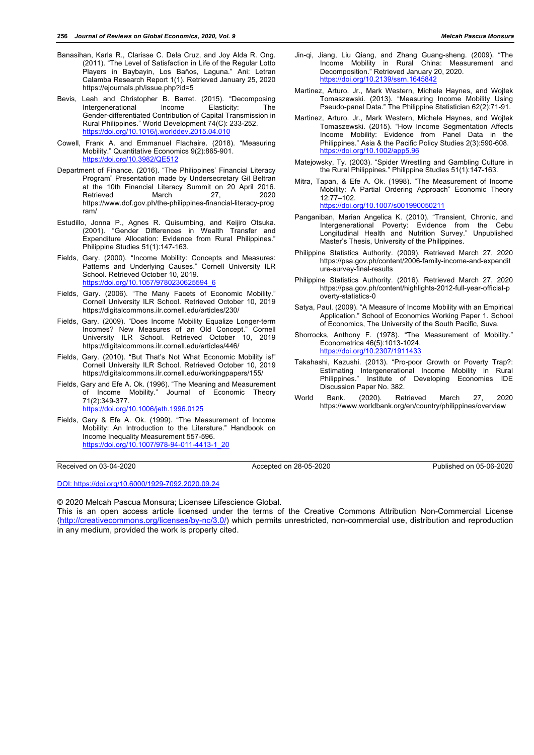Banasihan, Karla R., Clarisse C. Dela Cruz, and Joy Alda R. Ong. (2011). "The Level of Satisfaction in Life of the Regular Lotto Players in Baybayin, Los Baños, Laguna." Ani: Letran Calamba Research Report 1(1). Retrieved January 25, 2020 https://ejournals.ph/issue.php?id=5

Bevis, Leah and Christopher B. Barret. (2015). "Decomposing Intergenerational Income Elasticity: The Gender-differentiated Contribution of Capital Transmission in Rural Philippines." World Development 74(C): 233-252. https://doi.org/10.1016/j.worlddev.2015.04.010

Cowell, Frank A. and Emmanuel Flachaire. (2018). "Measuring Mobility." Quantitative Economics 9(2):865-901. https://doi.org/10.3982/QE512

Department of Finance. (2016). "The Philippines' Financial Literacy Program" Presentation made by Undersecretary Gil Beltran at the 10th Financial Literacy Summit on 20 April 2016. Retrieved March 27, 2020 https://www.dof.gov.ph/the-philippines-financial-literacy-program/

Estudillo, Jonna P., Agnes R. Quisumbing, and Keijiro Otsuka. (2001). "Gender Differences in Wealth Transfer and Expenditure Allocation: Evidence from Rural Philippines." Philippine Studies 51(1):147-163.

Fields, Gary. (2000). "Income Mobility: Concepts and Measures: Patterns and Underlying Causes." Cornell University ILR School. Retrieved October 10, 2019. https://doi.org/10.1057/9780230625594_6

Fields, Gary. (2006). "The Many Facets of Economic Mobility." Cornell University ILR School. Retrieved October 10, 2019 https://digitalcommons.ilr.cornell.edu/articles/230/

Fields, Gary. (2009). "Does Income Mobility Equalize Longer-term Incomes? New Measures of an Old Concept." Cornell University ILR School. Retrieved October 10, 2019 https://digitalcommons.ilr.cornell.edu/articles/446/

Fields, Gary. (2010). "But That's Not What Economic Mobility is!" Cornell University ILR School. Retrieved October 10, 2019 https://digitalcommons.ilr.cornell.edu/workingpapers/155/

Fields, Gary and Efe A. Ok. (1996). "The Meaning and Measurement of Income Mobility." Journal of Economic Theory 71(2):349-377. https://doi.org/10.1006/jeth.1996.0125

Fields, Gary & Efe A. Ok. (1999). "The Measurement of Income Mobility: An Introduction to the Literature." Handbook on Income Inequality Measurement 557-596. https://doi.org/10.1007/978-94-011-4413-1_20

Jin-qi, Jiang, Liu Qiang, and Zhang Guang-sheng. (2009). "The Income Mobility in Rural China: Measurement and Decomposition." Retrieved January 20, 2020. https://doi.org/10.2139/ssrn.1645842

Martinez, Arturo. Jr., Mark Western, Michele Haynes, and Wojtek Tomaszewski. (2013). "Measuring Income Mobility Using Pseudo-panel Data." The Philippine Statistician 62(2):71-91.

Martinez, Arturo. Jr., Mark Western, Michele Haynes, and Wojtek Tomaszewski. (2015). "How Income Segmentation Affects Income Mobility: Evidence from Panel Data in the Philippines." Asia & the Pacific Policy Studies 2(3):590-608. https://doi.org/10.1002/app5.96

Matejowsky, Ty. (2003). "Spider Wrestling and Gambling Culture in the Rural Philippines." Philippine Studies 51(1):147-163.

Mitra, Tapan, & Efe A. Ok. (1998). "The Measurement of Income Mobility: A Partial Ordering Approach" Economic Theory 12:77–102. https://doi.org/10.1007/s001990050211

Panganiban, Marian Angelica K. (2010). "Transient, Chronic, and Intergenerational Poverty: Evidence from the Cebu Longitudinal Health and Nutrition Survey." Unpublished Master's Thesis, University of the Philippines.

Philippine Statistics Authority. (2009). Retrieved March 27, 2020 https://psa.gov.ph/content/2006-family-income-and-expenditure-survey-final-results

Philippine Statistics Authority. (2016). Retrieved March 27, 2020 https://psa.gov.ph/content/highlights-2012-full-year-official-poverty-statistics-0

Satya, Paul. (2009). "A Measure of Income Mobility with an Empirical Application." School of Economics Working Paper 1. School of Economics, The University of the South Pacific, Suva.

Shorrocks, Anthony F. (1978). "The Measurement of Mobility." Econometrica 46(5):1013-1024. https://doi.org/10.2307/1911433

Takahashi, Kazushi. (2013). "Pro-poor Growth or Poverty Trap?: Estimating Intergenerational Income Mobility in Rural Philippines." Institute of Developing Economies IDE Discussion Paper No. 382.

World Bank. (2020). Retrieved March 27, 2020 https://www.worldbank.org/en/country/philippines/overview

Received on 03-04-2020 Accepted on 28-05-2020 Published on 05-06-2020

DOI: https://doi.org/10.6000/1929-7092.2020.09.24

© 2020 Melcah Pascua Monsura; Licensee Lifescience Global.

This is an open access article licensed under the terms of the Creative Commons Attribution Non-Commercial License (http://creativecommons.org/licenses/by-nc/3.0/) which permits unrestricted, non-commercial use, distribution and reproduction in any medium, provided the work is properly cited.